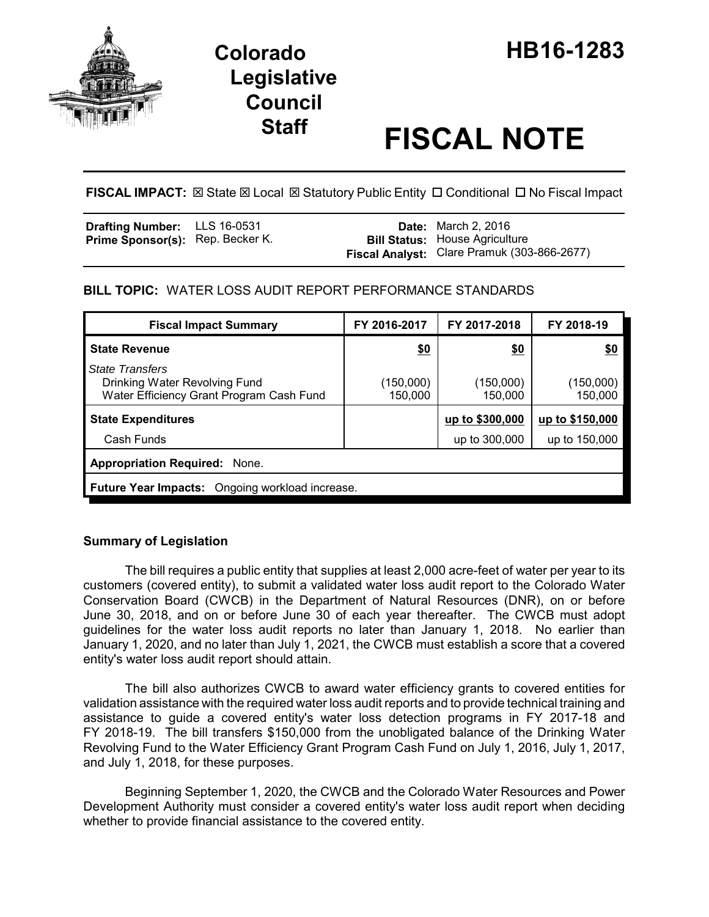# Colorado Legislative Council Staff

# HB16-1283

# FISCAL NOTE

**FISCAL IMPACT:** ☒ State ☒ Local ☒ Statutory Public Entity ☐ Conditional ☐ No Fiscal Impact

| | | | |
|---|---|---|---|
| **Drafting Number:** | LLS 16-0531 | **Date:** | March 2, 2016 |
| **Prime Sponsor(s):** | Rep. Becker K. | **Bill Status:** | House Agriculture |
| | | **Fiscal Analyst:** | Clare Pramuk (303-866-2677) |

## BILL TOPIC: WATER LOSS AUDIT REPORT PERFORMANCE STANDARDS

| Fiscal Impact Summary | FY 2016-2017 | FY 2017-2018 | FY 2018-19 |
|---|---|---|---|
| **State Revenue** | **$0** | **$0** | **$0** |
| *State Transfers* | | | |
| Drinking Water Revolving Fund | (150,000) | (150,000) | (150,000) |
| Water Efficiency Grant Program Cash Fund | 150,000 | 150,000 | 150,000 |
| **State Expenditures** | | **up to $300,000** | **up to $150,000** |
| Cash Funds | | up to 300,000 | up to 150,000 |
| **Appropriation Required:** None. | | | |
| **Future Year Impacts:** Ongoing workload increase. | | | |

### Summary of Legislation

The bill requires a public entity that supplies at least 2,000 acre-feet of water per year to its customers (covered entity), to submit a validated water loss audit report to the Colorado Water Conservation Board (CWCB) in the Department of Natural Resources (DNR), on or before June 30, 2018, and on or before June 30 of each year thereafter. The CWCB must adopt guidelines for the water loss audit reports no later than January 1, 2018. No earlier than January 1, 2020, and no later than July 1, 2021, the CWCB must establish a score that a covered entity's water loss audit report should attain.

The bill also authorizes CWCB to award water efficiency grants to covered entities for validation assistance with the required water loss audit reports and to provide technical training and assistance to guide a covered entity's water loss detection programs in FY 2017-18 and FY 2018-19. The bill transfers $150,000 from the unobligated balance of the Drinking Water Revolving Fund to the Water Efficiency Grant Program Cash Fund on July 1, 2016, July 1, 2017, and July 1, 2018, for these purposes.

Beginning September 1, 2020, the CWCB and the Colorado Water Resources and Power Development Authority must consider a covered entity's water loss audit report when deciding whether to provide financial assistance to the covered entity.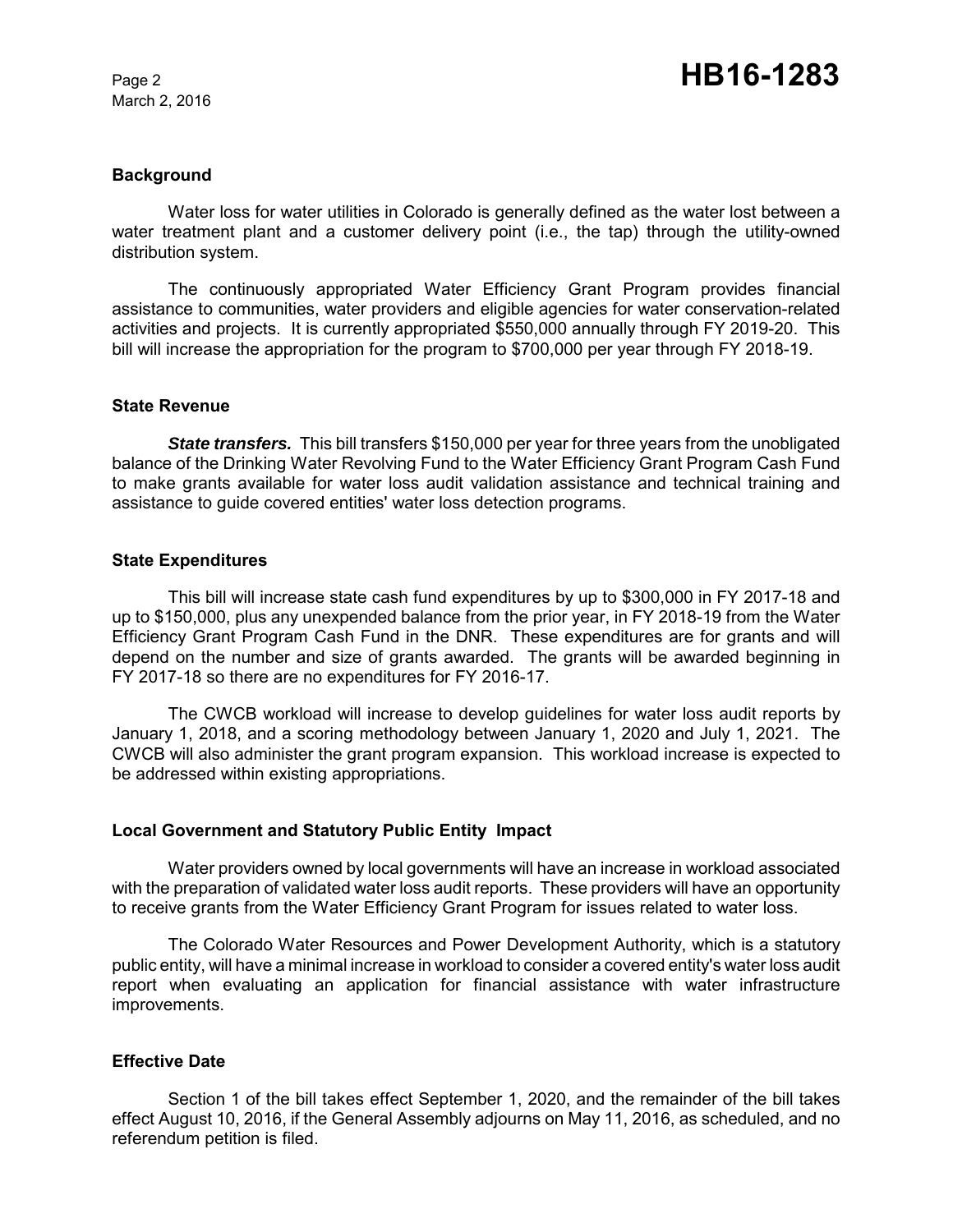## Background

Water loss for water utilities in Colorado is generally defined as the water lost between a water treatment plant and a customer delivery point (i.e., the tap) through the utility-owned distribution system.

The continuously appropriated Water Efficiency Grant Program provides financial assistance to communities, water providers and eligible agencies for water conservation-related activities and projects. It is currently appropriated $550,000 annually through FY 2019-20. This bill will increase the appropriation for the program to $700,000 per year through FY 2018-19.

## State Revenue

***State transfers.*** This bill transfers $150,000 per year for three years from the unobligated balance of the Drinking Water Revolving Fund to the Water Efficiency Grant Program Cash Fund to make grants available for water loss audit validation assistance and technical training and assistance to guide covered entities' water loss detection programs.

## State Expenditures

This bill will increase state cash fund expenditures by up to $300,000 in FY 2017-18 and up to $150,000, plus any unexpended balance from the prior year, in FY 2018-19 from the Water Efficiency Grant Program Cash Fund in the DNR. These expenditures are for grants and will depend on the number and size of grants awarded. The grants will be awarded beginning in FY 2017-18 so there are no expenditures for FY 2016-17.

The CWCB workload will increase to develop guidelines for water loss audit reports by January 1, 2018, and a scoring methodology between January 1, 2020 and July 1, 2021. The CWCB will also administer the grant program expansion. This workload increase is expected to be addressed within existing appropriations.

## Local Government and Statutory Public Entity Impact

Water providers owned by local governments will have an increase in workload associated with the preparation of validated water loss audit reports. These providers will have an opportunity to receive grants from the Water Efficiency Grant Program for issues related to water loss.

The Colorado Water Resources and Power Development Authority, which is a statutory public entity, will have a minimal increase in workload to consider a covered entity's water loss audit report when evaluating an application for financial assistance with water infrastructure improvements.

## Effective Date

Section 1 of the bill takes effect September 1, 2020, and the remainder of the bill takes effect August 10, 2016, if the General Assembly adjourns on May 11, 2016, as scheduled, and no referendum petition is filed.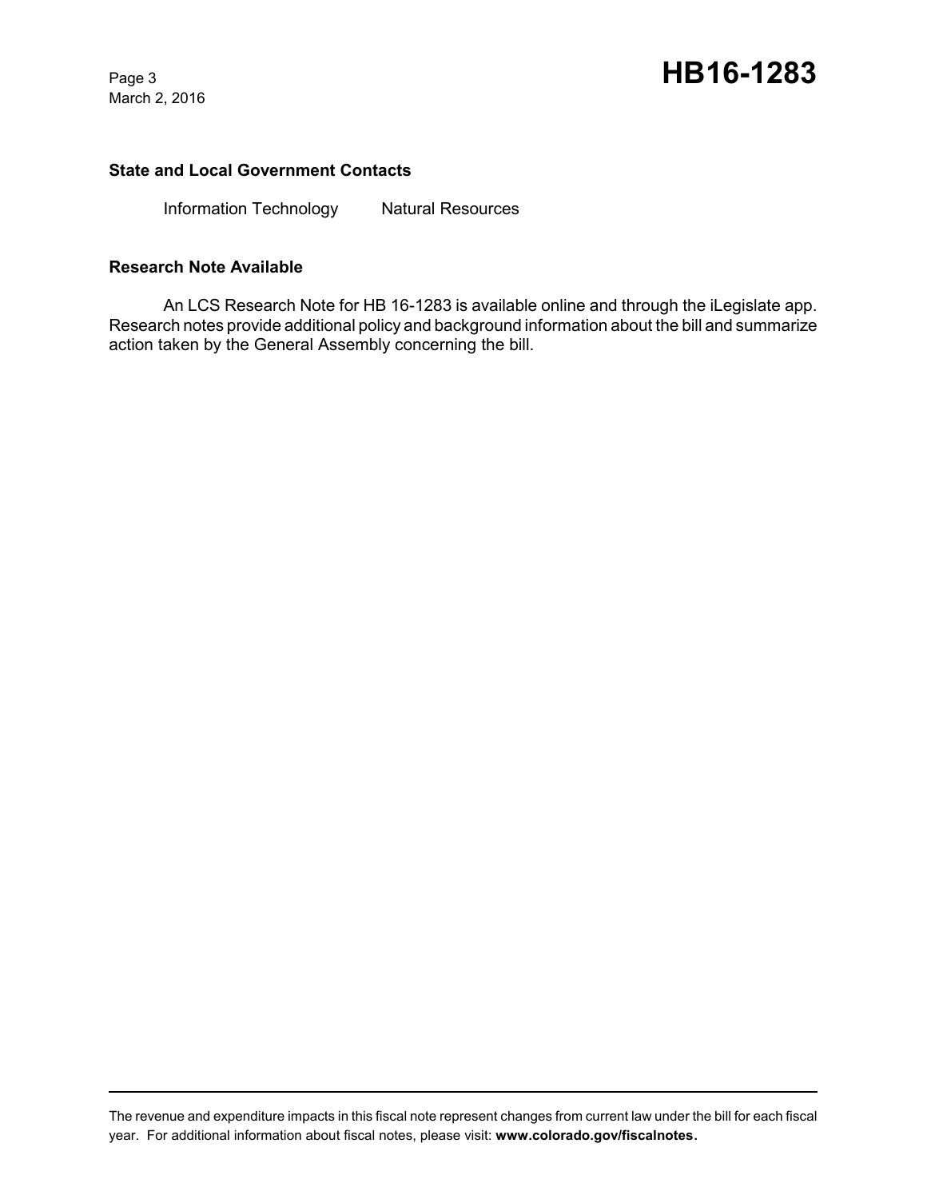**State and Local Government Contacts**

Information Technology Natural Resources

**Research Note Available**

An LCS Research Note for HB 16-1283 is available online and through the iLegislate app. Research notes provide additional policy and background information about the bill and summarize action taken by the General Assembly concerning the bill.

The revenue and expenditure impacts in this fiscal note represent changes from current law under the bill for each fiscal year. For additional information about fiscal notes, please visit: **www.colorado.gov/fiscalnotes.**